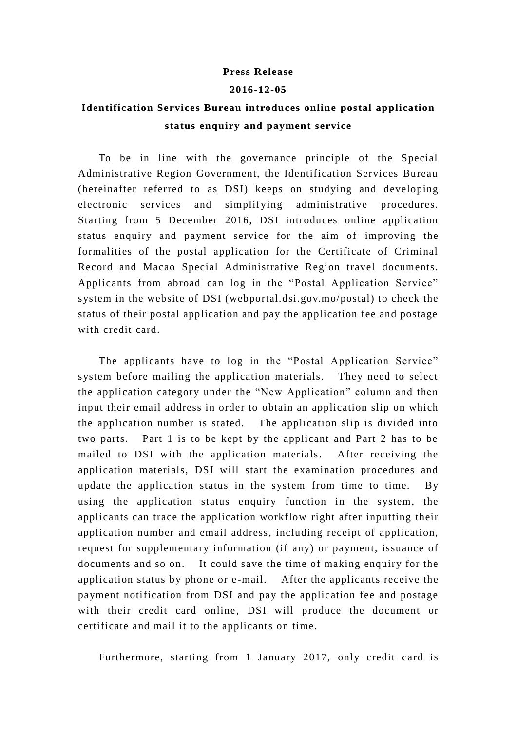**Press Release**

**2016-12-05**

**Identification Services Bureau introduces online postal application status enquiry and payment service**

To be in line with the governance principle of the Special Administrative Region Government, the Identification Services Bureau (hereinafter referred to as DSI) keeps on studying and developing electronic services and simplifying administrative procedures. Starting from 5 December 2016, DSI introduces online application status enquiry and payment service for the aim of improving the formalities of the postal application for the Certificate of Criminal Record and Macao Special Administrative Region travel documents. Applicants from abroad can log in the "Postal Application Service" system in the website of DSI (webportal.dsi.gov.mo/postal) to check the status of their postal application and pay the application fee and postage with credit card.

The applicants have to log in the "Postal Application Service" system before mailing the application materials. They need to select the application category under the "New Application" column and then input their email address in order to obtain an application slip on which the application number is stated. The application slip is divided into two parts. Part 1 is to be kept by the applicant and Part 2 has to be mailed to DSI with the application materials. After receiving the application materials, DSI will start the examination procedures and update the application status in the system from time to time. By using the application status enquiry function in the system, the applicants can trace the application workflow right after inputting their application number and email address, including receipt of application, request for supplementary information (if any) or payment, issuance of documents and so on. It could save the time of making enquiry for the application status by phone or e-mail. After the applicants receive the payment notification from DSI and pay the application fee and postage with their credit card online, DSI will produce the document or certificate and mail it to the applicants on time.

Furthermore, starting from 1 January 2017, only credit card is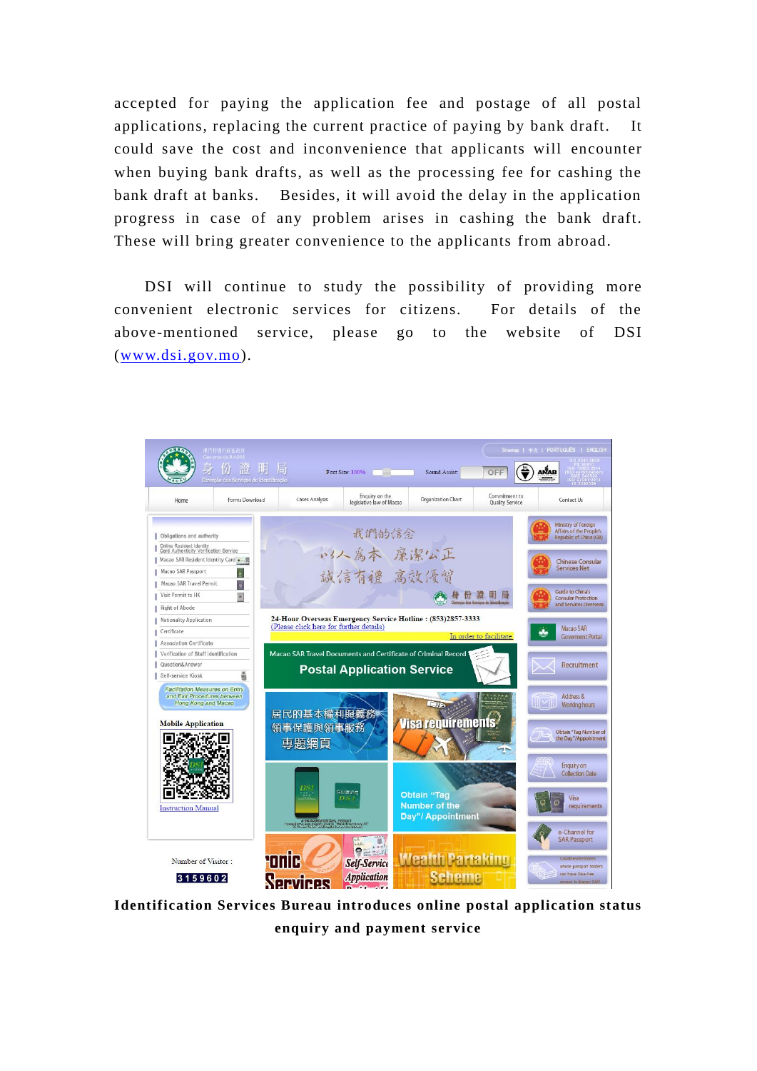accepted for paying the application fee and postage of all postal applications, replacing the current practice of paying by bank draft. It could save the cost and inconvenience that applicants will encounter when buying bank drafts, as well as the processing fee for cashing the bank draft at banks. Besides, it will avoid the delay in the application progress in case of any problem arises in cashing the bank draft. These will bring greater convenience to the applicants from abroad.

DSI will continue to study the possibility of providing more convenient electronic services for citizens. For details of the above-mentioned service, please go to the website of DSI (www.dsi.gov.mo).

**Identification Services Bureau introduces online postal application status enquiry and payment service**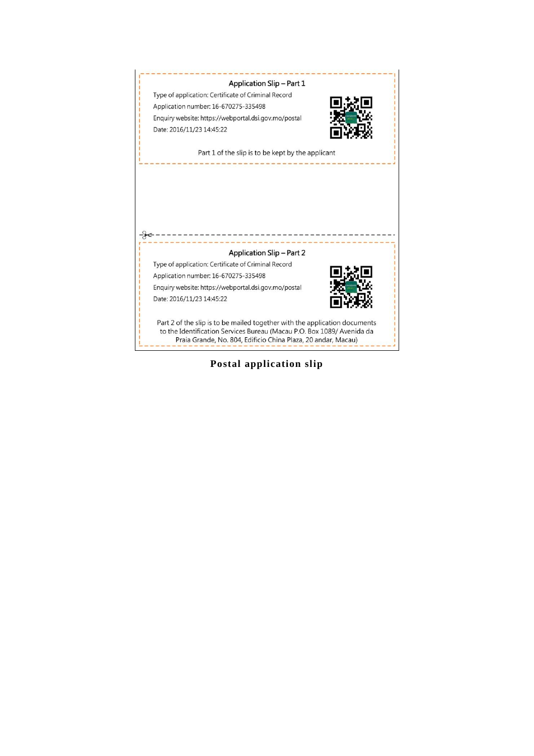**Application Slip – Part 1**

Type of application: Certificate of Criminal Record

Application number: 16-670275-335498

Enquiry website: https://webportal.dsi.gov.mo/postal

Date: 2016/11/23 14:45:22

Part 1 of the slip is to be kept by the applicant

---

**Application Slip – Part 2**

Type of application: Certificate of Criminal Record

Application number: 16-670275-335498

Enquiry website: https://webportal.dsi.gov.mo/postal

Date: 2016/11/23 14:45:22

Part 2 of the slip is to be mailed together with the application documents to the Identification Services Bureau (Macau P.O. Box 1089/ Avenida da Praia Grande, No. 804, Edificio China Plaza, 20 andar, Macau)

**Postal application slip**